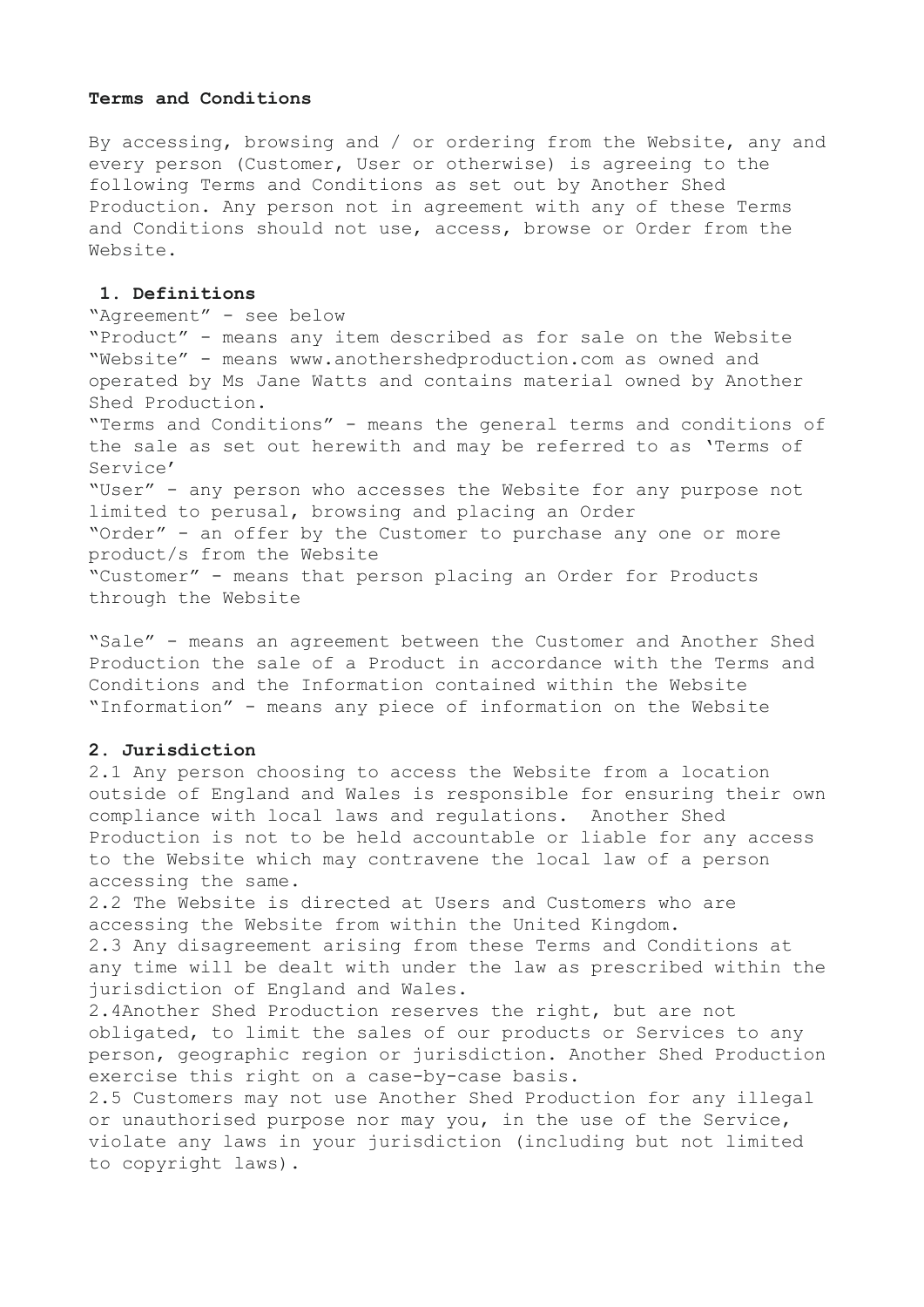**Terms and Conditions**

By accessing, browsing and / or ordering from the Website, any and every person (Customer, User or otherwise) is agreeing to the following Terms and Conditions as set out by Another Shed Production. Any person not in agreement with any of these Terms and Conditions should not use, access, browse or Order from the Website.

**1. Definitions**

"Agreement" - see below
"Product" - means any item described as for sale on the Website
"Website" - means www.anothershedproduction.com as owned and operated by Ms Jane Watts and contains material owned by Another Shed Production.
"Terms and Conditions" - means the general terms and conditions of the sale as set out herewith and may be referred to as 'Terms of Service'
"User" - any person who accesses the Website for any purpose not limited to perusal, browsing and placing an Order
"Order" - an offer by the Customer to purchase any one or more product/s from the Website
"Customer" - means that person placing an Order for Products through the Website

"Sale" - means an agreement between the Customer and Another Shed Production the sale of a Product in accordance with the Terms and Conditions and the Information contained within the Website
"Information" - means any piece of information on the Website

**2. Jurisdiction**

2.1 Any person choosing to access the Website from a location outside of England and Wales is responsible for ensuring their own compliance with local laws and regulations. Another Shed Production is not to be held accountable or liable for any access to the Website which may contravene the local law of a person accessing the same.
2.2 The Website is directed at Users and Customers who are accessing the Website from within the United Kingdom.
2.3 Any disagreement arising from these Terms and Conditions at any time will be dealt with under the law as prescribed within the jurisdiction of England and Wales.
2.4Another Shed Production reserves the right, but are not obligated, to limit the sales of our products or Services to any person, geographic region or jurisdiction. Another Shed Production exercise this right on a case-by-case basis.
2.5 Customers may not use Another Shed Production for any illegal or unauthorised purpose nor may you, in the use of the Service, violate any laws in your jurisdiction (including but not limited to copyright laws).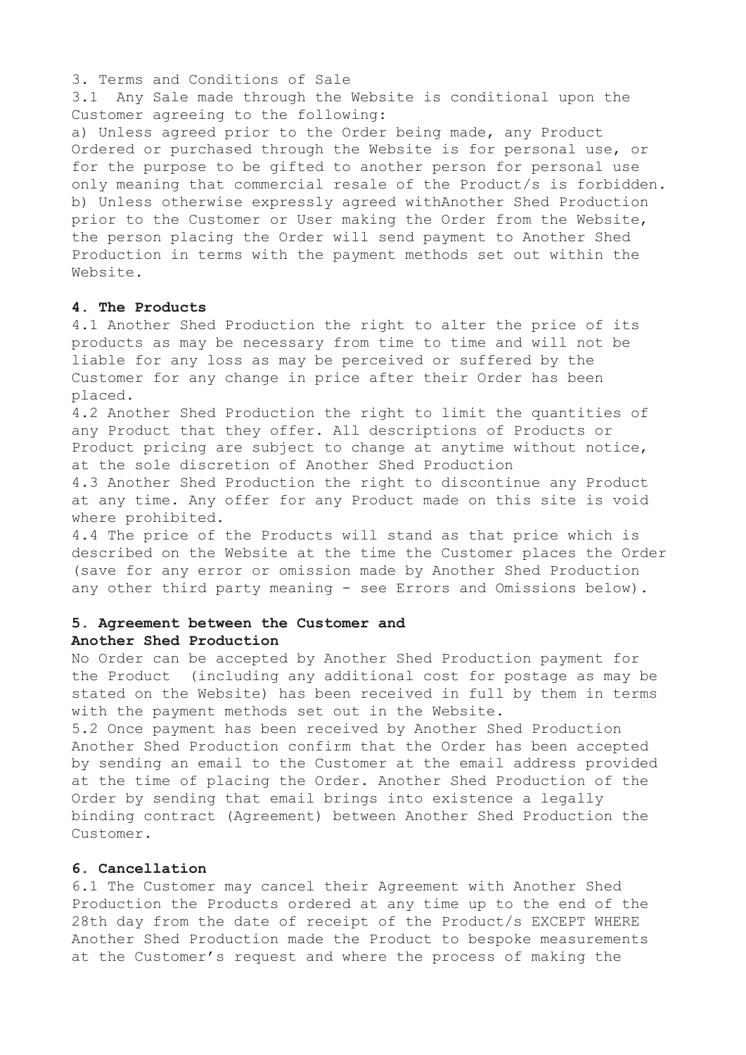3. Terms and Conditions of Sale

3.1 Any Sale made through the Website is conditional upon the Customer agreeing to the following:

a) Unless agreed prior to the Order being made, any Product Ordered or purchased through the Website is for personal use, or for the purpose to be gifted to another person for personal use only meaning that commercial resale of the Product/s is forbidden.

b) Unless otherwise expressly agreed withAnother Shed Production prior to the Customer or User making the Order from the Website, the person placing the Order will send payment to Another Shed Production in terms with the payment methods set out within the Website.

**4. The Products**

4.1 Another Shed Production the right to alter the price of its products as may be necessary from time to time and will not be liable for any loss as may be perceived or suffered by the Customer for any change in price after their Order has been placed.

4.2 Another Shed Production the right to limit the quantities of any Product that they offer. All descriptions of Products or Product pricing are subject to change at anytime without notice, at the sole discretion of Another Shed Production

4.3 Another Shed Production the right to discontinue any Product at any time. Any offer for any Product made on this site is void where prohibited.

4.4 The price of the Products will stand as that price which is described on the Website at the time the Customer places the Order (save for any error or omission made by Another Shed Production any other third party meaning - see Errors and Omissions below).

**5. Agreement between the Customer and Another Shed Production**

No Order can be accepted by Another Shed Production payment for the Product (including any additional cost for postage as may be stated on the Website) has been received in full by them in terms with the payment methods set out in the Website.

5.2 Once payment has been received by Another Shed Production Another Shed Production confirm that the Order has been accepted by sending an email to the Customer at the email address provided at the time of placing the Order. Another Shed Production of the Order by sending that email brings into existence a legally binding contract (Agreement) between Another Shed Production the Customer.

**6. Cancellation**

6.1 The Customer may cancel their Agreement with Another Shed Production the Products ordered at any time up to the end of the 28th day from the date of receipt of the Product/s EXCEPT WHERE Another Shed Production made the Product to bespoke measurements at the Customer's request and where the process of making the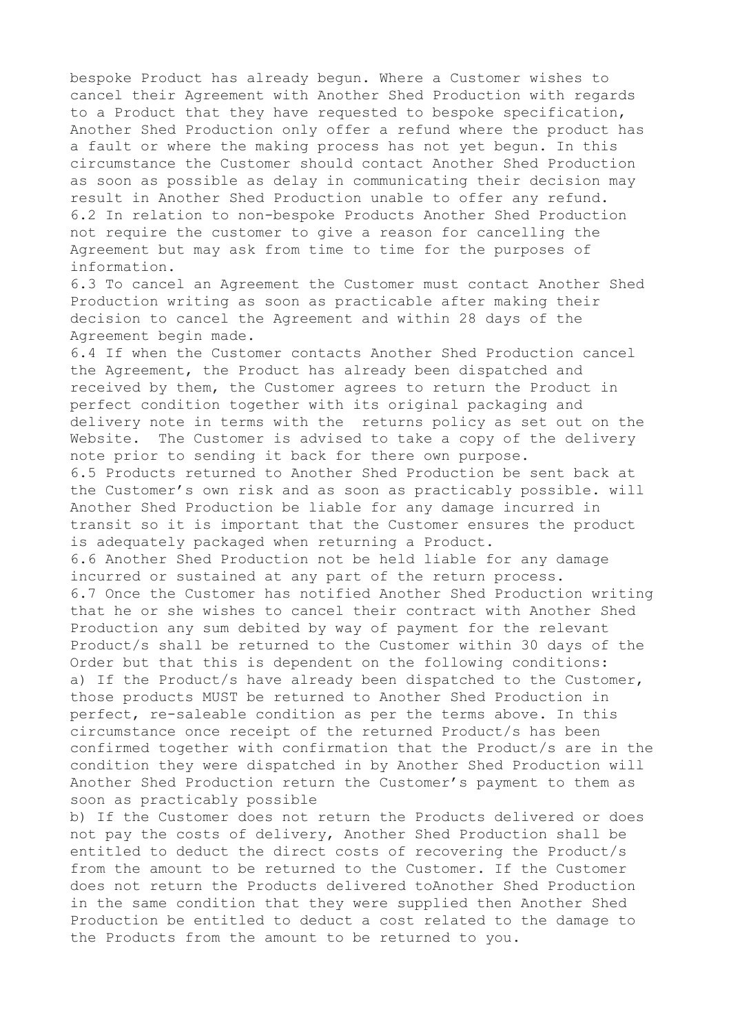bespoke Product has already begun. Where a Customer wishes to cancel their Agreement with Another Shed Production with regards to a Product that they have requested to bespoke specification, Another Shed Production only offer a refund where the product has a fault or where the making process has not yet begun. In this circumstance the Customer should contact Another Shed Production as soon as possible as delay in communicating their decision may result in Another Shed Production unable to offer any refund.

6.2 In relation to non-bespoke Products Another Shed Production not require the customer to give a reason for cancelling the Agreement but may ask from time to time for the purposes of information.

6.3 To cancel an Agreement the Customer must contact Another Shed Production writing as soon as practicable after making their decision to cancel the Agreement and within 28 days of the Agreement begin made.

6.4 If when the Customer contacts Another Shed Production cancel the Agreement, the Product has already been dispatched and received by them, the Customer agrees to return the Product in perfect condition together with its original packaging and delivery note in terms with the returns policy as set out on the Website. The Customer is advised to take a copy of the delivery note prior to sending it back for there own purpose.

6.5 Products returned to Another Shed Production be sent back at the Customer's own risk and as soon as practicably possible. will Another Shed Production be liable for any damage incurred in transit so it is important that the Customer ensures the product is adequately packaged when returning a Product.

6.6 Another Shed Production not be held liable for any damage incurred or sustained at any part of the return process.

6.7 Once the Customer has notified Another Shed Production writing that he or she wishes to cancel their contract with Another Shed Production any sum debited by way of payment for the relevant Product/s shall be returned to the Customer within 30 days of the Order but that this is dependent on the following conditions:

a) If the Product/s have already been dispatched to the Customer, those products MUST be returned to Another Shed Production in perfect, re-saleable condition as per the terms above. In this circumstance once receipt of the returned Product/s has been confirmed together with confirmation that the Product/s are in the condition they were dispatched in by Another Shed Production will Another Shed Production return the Customer's payment to them as soon as practicably possible

b) If the Customer does not return the Products delivered or does not pay the costs of delivery, Another Shed Production shall be entitled to deduct the direct costs of recovering the Product/s from the amount to be returned to the Customer. If the Customer does not return the Products delivered toAnother Shed Production in the same condition that they were supplied then Another Shed Production be entitled to deduct a cost related to the damage to the Products from the amount to be returned to you.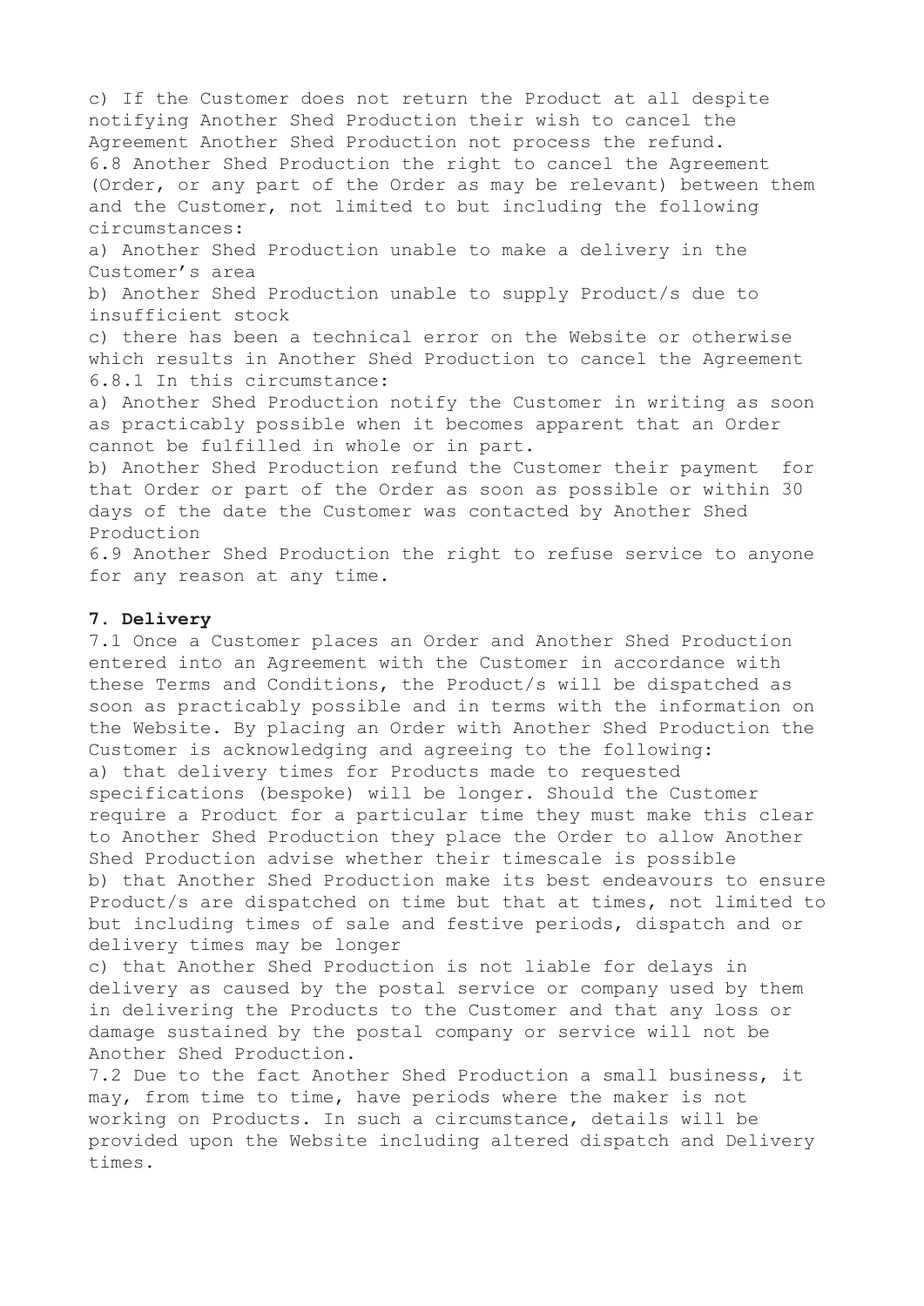c) If the Customer does not return the Product at all despite notifying Another Shed Production their wish to cancel the Agreement Another Shed Production not process the refund.

6.8 Another Shed Production the right to cancel the Agreement (Order, or any part of the Order as may be relevant) between them and the Customer, not limited to but including the following circumstances:

a) Another Shed Production unable to make a delivery in the Customer's area

b) Another Shed Production unable to supply Product/s due to insufficient stock

c) there has been a technical error on the Website or otherwise which results in Another Shed Production to cancel the Agreement

6.8.1 In this circumstance:

a) Another Shed Production notify the Customer in writing as soon as practicably possible when it becomes apparent that an Order cannot be fulfilled in whole or in part.

b) Another Shed Production refund the Customer their payment for that Order or part of the Order as soon as possible or within 30 days of the date the Customer was contacted by Another Shed Production

6.9 Another Shed Production the right to refuse service to anyone for any reason at any time.

**7. Delivery**

7.1 Once a Customer places an Order and Another Shed Production entered into an Agreement with the Customer in accordance with these Terms and Conditions, the Product/s will be dispatched as soon as practicably possible and in terms with the information on the Website. By placing an Order with Another Shed Production the Customer is acknowledging and agreeing to the following:

a) that delivery times for Products made to requested specifications (bespoke) will be longer. Should the Customer require a Product for a particular time they must make this clear to Another Shed Production they place the Order to allow Another Shed Production advise whether their timescale is possible

b) that Another Shed Production make its best endeavours to ensure Product/s are dispatched on time but that at times, not limited to but including times of sale and festive periods, dispatch and or delivery times may be longer

c) that Another Shed Production is not liable for delays in delivery as caused by the postal service or company used by them in delivering the Products to the Customer and that any loss or damage sustained by the postal company or service will not be Another Shed Production.

7.2 Due to the fact Another Shed Production a small business, it may, from time to time, have periods where the maker is not working on Products. In such a circumstance, details will be provided upon the Website including altered dispatch and Delivery times.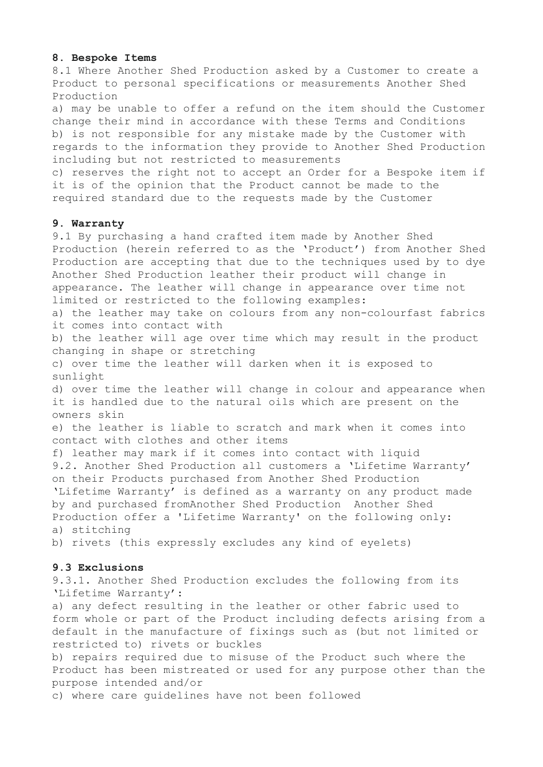**8. Bespoke Items**

8.1 Where Another Shed Production asked by a Customer to create a Product to personal specifications or measurements Another Shed Production

a) may be unable to offer a refund on the item should the Customer change their mind in accordance with these Terms and Conditions
b) is not responsible for any mistake made by the Customer with regards to the information they provide to Another Shed Production including but not restricted to measurements
c) reserves the right not to accept an Order for a Bespoke item if it is of the opinion that the Product cannot be made to the required standard due to the requests made by the Customer

**9. Warranty**

9.1 By purchasing a hand crafted item made by Another Shed Production (herein referred to as the 'Product') from Another Shed Production are accepting that due to the techniques used by to dye Another Shed Production leather their product will change in appearance. The leather will change in appearance over time not limited or restricted to the following examples:

a) the leather may take on colours from any non-colourfast fabrics it comes into contact with
b) the leather will age over time which may result in the product changing in shape or stretching
c) over time the leather will darken when it is exposed to sunlight
d) over time the leather will change in colour and appearance when it is handled due to the natural oils which are present on the owners skin
e) the leather is liable to scratch and mark when it comes into contact with clothes and other items
f) leather may mark if it comes into contact with liquid

9.2. Another Shed Production all customers a 'Lifetime Warranty' on their Products purchased from Another Shed Production 'Lifetime Warranty' is defined as a warranty on any product made by and purchased fromAnother Shed Production Another Shed Production offer a 'Lifetime Warranty' on the following only:

a) stitching
b) rivets (this expressly excludes any kind of eyelets)

**9.3 Exclusions**

9.3.1. Another Shed Production excludes the following from its 'Lifetime Warranty':

a) any defect resulting in the leather or other fabric used to form whole or part of the Product including defects arising from a default in the manufacture of fixings such as (but not limited or restricted to) rivets or buckles
b) repairs required due to misuse of the Product such where the Product has been mistreated or used for any purpose other than the purpose intended and/or
c) where care guidelines have not been followed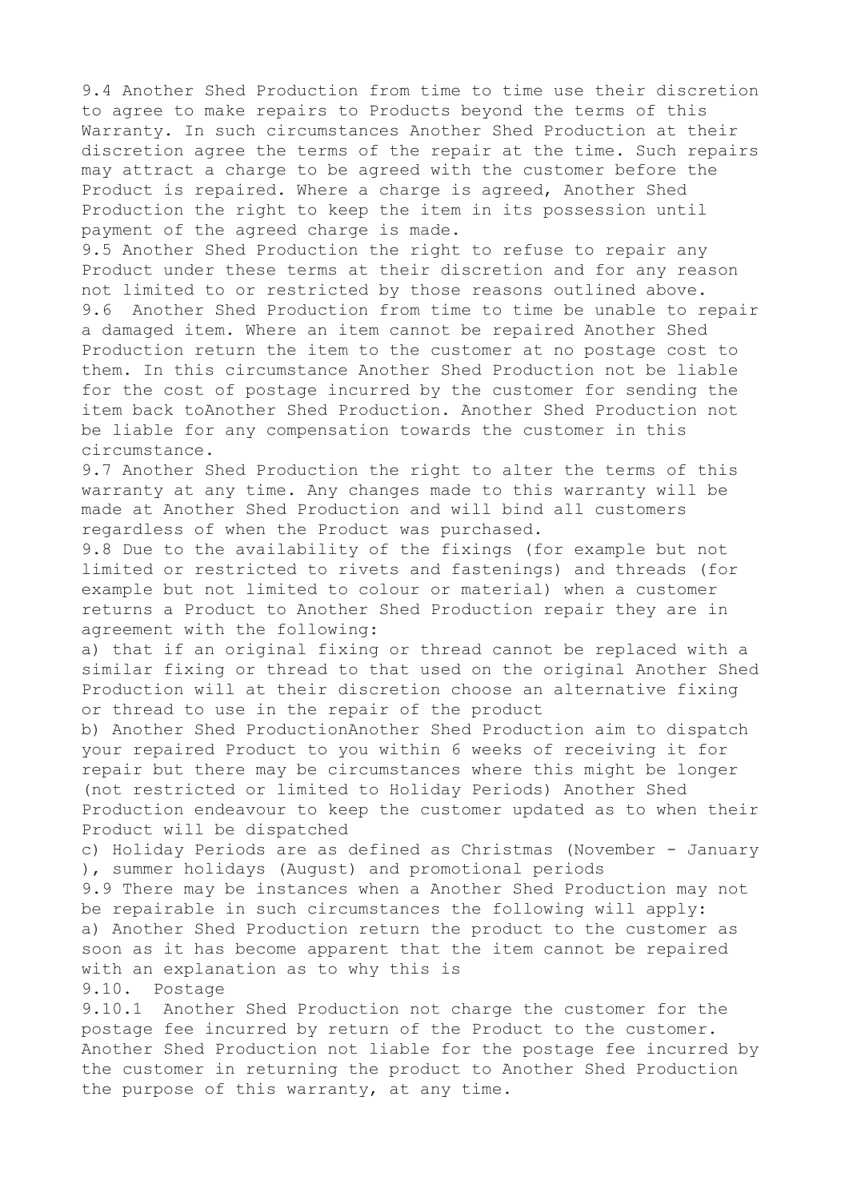9.4 Another Shed Production from time to time use their discretion to agree to make repairs to Products beyond the terms of this Warranty. In such circumstances Another Shed Production at their discretion agree the terms of the repair at the time. Such repairs may attract a charge to be agreed with the customer before the Product is repaired. Where a charge is agreed, Another Shed Production the right to keep the item in its possession until payment of the agreed charge is made.

9.5 Another Shed Production the right to refuse to repair any Product under these terms at their discretion and for any reason not limited to or restricted by those reasons outlined above.

9.6 Another Shed Production from time to time be unable to repair a damaged item. Where an item cannot be repaired Another Shed Production return the item to the customer at no postage cost to them. In this circumstance Another Shed Production not be liable for the cost of postage incurred by the customer for sending the item back toAnother Shed Production. Another Shed Production not be liable for any compensation towards the customer in this circumstance.

9.7 Another Shed Production the right to alter the terms of this warranty at any time. Any changes made to this warranty will be made at Another Shed Production and will bind all customers regardless of when the Product was purchased.

9.8 Due to the availability of the fixings (for example but not limited or restricted to rivets and fastenings) and threads (for example but not limited to colour or material) when a customer returns a Product to Another Shed Production repair they are in agreement with the following:

a) that if an original fixing or thread cannot be replaced with a similar fixing or thread to that used on the original Another Shed Production will at their discretion choose an alternative fixing or thread to use in the repair of the product

b) Another Shed ProductionAnother Shed Production aim to dispatch your repaired Product to you within 6 weeks of receiving it for repair but there may be circumstances where this might be longer (not restricted or limited to Holiday Periods) Another Shed Production endeavour to keep the customer updated as to when their Product will be dispatched

c) Holiday Periods are as defined as Christmas (November - January ), summer holidays (August) and promotional periods

9.9 There may be instances when a Another Shed Production may not be repairable in such circumstances the following will apply:

a) Another Shed Production return the product to the customer as soon as it has become apparent that the item cannot be repaired with an explanation as to why this is

9.10. Postage

9.10.1 Another Shed Production not charge the customer for the postage fee incurred by return of the Product to the customer. Another Shed Production not liable for the postage fee incurred by the customer in returning the product to Another Shed Production the purpose of this warranty, at any time.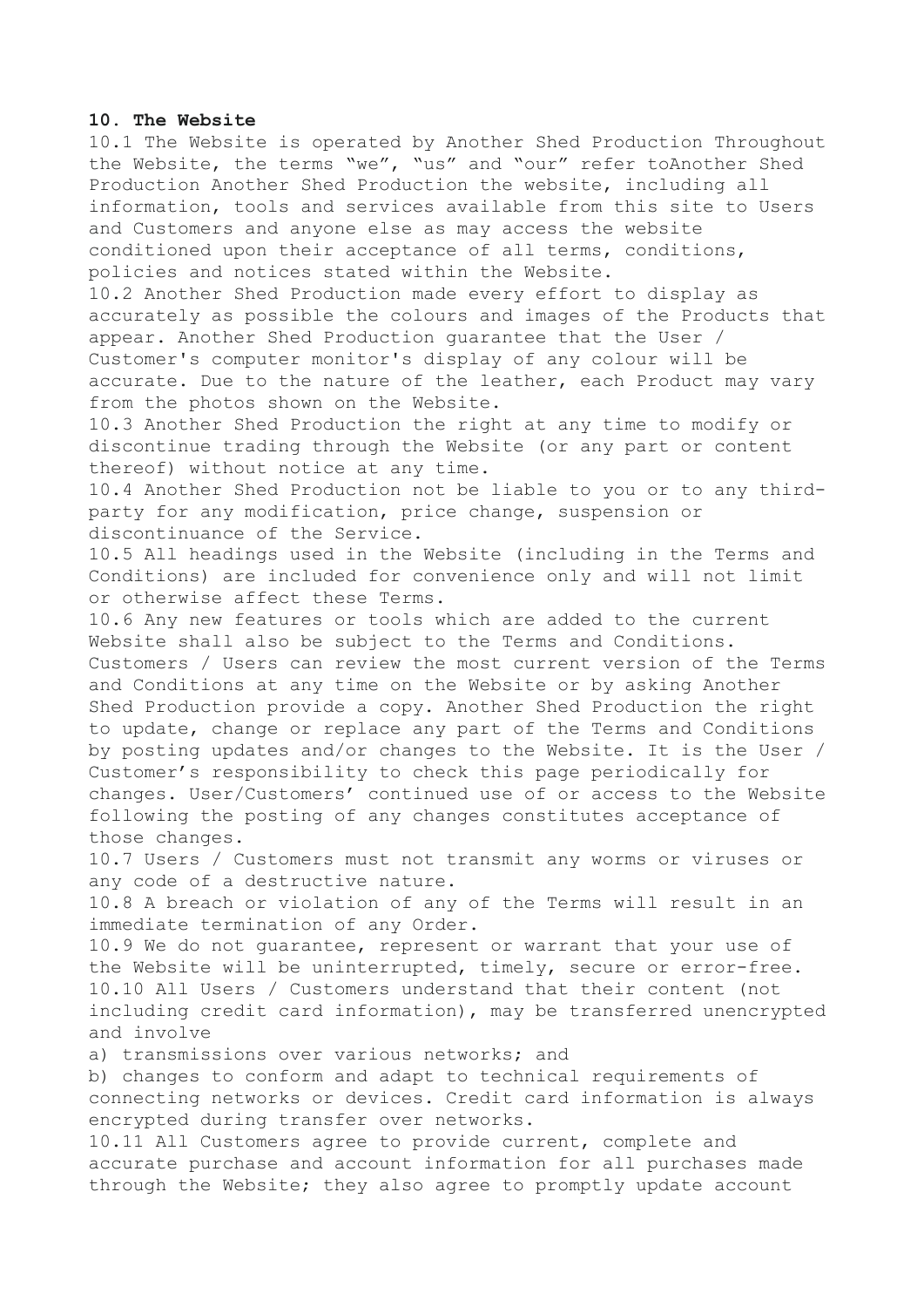**10. The Website**

10.1 The Website is operated by Another Shed Production Throughout the Website, the terms “we”, “us” and “our” refer toAnother Shed Production Another Shed Production the website, including all information, tools and services available from this site to Users and Customers and anyone else as may access the website conditioned upon their acceptance of all terms, conditions, policies and notices stated within the Website.

10.2 Another Shed Production made every effort to display as accurately as possible the colours and images of the Products that appear. Another Shed Production guarantee that the User / Customer's computer monitor's display of any colour will be accurate. Due to the nature of the leather, each Product may vary from the photos shown on the Website.

10.3 Another Shed Production the right at any time to modify or discontinue trading through the Website (or any part or content thereof) without notice at any time.

10.4 Another Shed Production not be liable to you or to any third-party for any modification, price change, suspension or discontinuance of the Service.

10.5 All headings used in the Website (including in the Terms and Conditions) are included for convenience only and will not limit or otherwise affect these Terms.

10.6 Any new features or tools which are added to the current Website shall also be subject to the Terms and Conditions. Customers / Users can review the most current version of the Terms and Conditions at any time on the Website or by asking Another Shed Production provide a copy. Another Shed Production the right to update, change or replace any part of the Terms and Conditions by posting updates and/or changes to the Website. It is the User / Customer’s responsibility to check this page periodically for changes. User/Customers’ continued use of or access to the Website following the posting of any changes constitutes acceptance of those changes.

10.7 Users / Customers must not transmit any worms or viruses or any code of a destructive nature.

10.8 A breach or violation of any of the Terms will result in an immediate termination of any Order.

10.9 We do not guarantee, represent or warrant that your use of the Website will be uninterrupted, timely, secure or error-free.

10.10 All Users / Customers understand that their content (not including credit card information), may be transferred unencrypted and involve

a) transmissions over various networks; and

b) changes to conform and adapt to technical requirements of connecting networks or devices. Credit card information is always encrypted during transfer over networks.

10.11 All Customers agree to provide current, complete and accurate purchase and account information for all purchases made through the Website; they also agree to promptly update account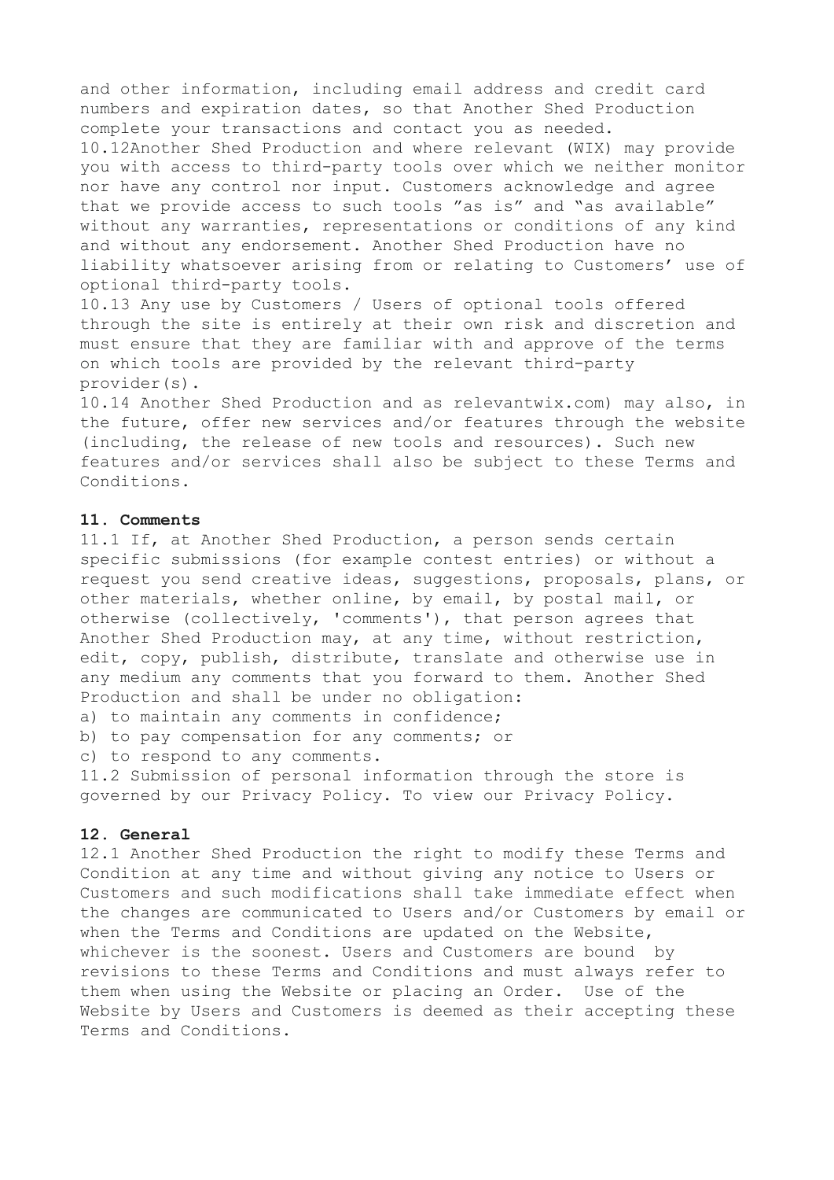and other information, including email address and credit card numbers and expiration dates, so that Another Shed Production complete your transactions and contact you as needed.

10.12Another Shed Production and where relevant (WIX) may provide you with access to third-party tools over which we neither monitor nor have any control nor input. Customers acknowledge and agree that we provide access to such tools ”as is” and “as available” without any warranties, representations or conditions of any kind and without any endorsement. Another Shed Production have no liability whatsoever arising from or relating to Customers’ use of optional third-party tools.

10.13 Any use by Customers / Users of optional tools offered through the site is entirely at their own risk and discretion and must ensure that they are familiar with and approve of the terms on which tools are provided by the relevant third-party provider(s).

10.14 Another Shed Production and as relevantwix.com) may also, in the future, offer new services and/or features through the website (including, the release of new tools and resources). Such new features and/or services shall also be subject to these Terms and Conditions.

**11. Comments**

11.1 If, at Another Shed Production, a person sends certain specific submissions (for example contest entries) or without a request you send creative ideas, suggestions, proposals, plans, or other materials, whether online, by email, by postal mail, or otherwise (collectively, 'comments'), that person agrees that Another Shed Production may, at any time, without restriction, edit, copy, publish, distribute, translate and otherwise use in any medium any comments that you forward to them. Another Shed Production and shall be under no obligation:

a) to maintain any comments in confidence;
b) to pay compensation for any comments; or
c) to respond to any comments.

11.2 Submission of personal information through the store is governed by our Privacy Policy. To view our Privacy Policy.

**12. General**

12.1 Another Shed Production the right to modify these Terms and Condition at any time and without giving any notice to Users or Customers and such modifications shall take immediate effect when the changes are communicated to Users and/or Customers by email or when the Terms and Conditions are updated on the Website, whichever is the soonest. Users and Customers are bound by revisions to these Terms and Conditions and must always refer to them when using the Website or placing an Order. Use of the Website by Users and Customers is deemed as their accepting these Terms and Conditions.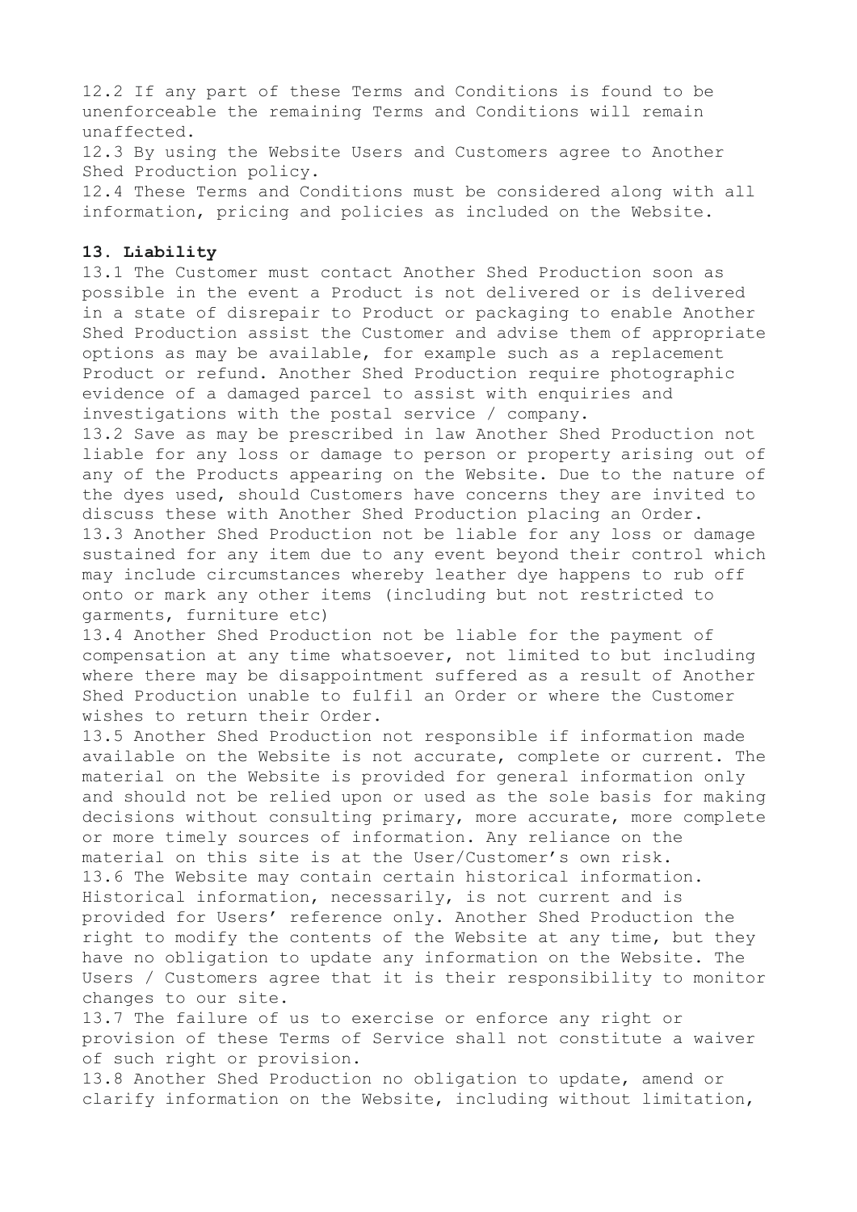12.2 If any part of these Terms and Conditions is found to be unenforceable the remaining Terms and Conditions will remain unaffected.

12.3 By using the Website Users and Customers agree to Another Shed Production policy.

12.4 These Terms and Conditions must be considered along with all information, pricing and policies as included on the Website.

**13. Liability**

13.1 The Customer must contact Another Shed Production soon as possible in the event a Product is not delivered or is delivered in a state of disrepair to Product or packaging to enable Another Shed Production assist the Customer and advise them of appropriate options as may be available, for example such as a replacement Product or refund. Another Shed Production require photographic evidence of a damaged parcel to assist with enquiries and investigations with the postal service / company.

13.2 Save as may be prescribed in law Another Shed Production not liable for any loss or damage to person or property arising out of any of the Products appearing on the Website. Due to the nature of the dyes used, should Customers have concerns they are invited to discuss these with Another Shed Production placing an Order.

13.3 Another Shed Production not be liable for any loss or damage sustained for any item due to any event beyond their control which may include circumstances whereby leather dye happens to rub off onto or mark any other items (including but not restricted to garments, furniture etc)

13.4 Another Shed Production not be liable for the payment of compensation at any time whatsoever, not limited to but including where there may be disappointment suffered as a result of Another Shed Production unable to fulfil an Order or where the Customer wishes to return their Order.

13.5 Another Shed Production not responsible if information made available on the Website is not accurate, complete or current. The material on the Website is provided for general information only and should not be relied upon or used as the sole basis for making decisions without consulting primary, more accurate, more complete or more timely sources of information. Any reliance on the material on this site is at the User/Customer's own risk.

13.6 The Website may contain certain historical information. Historical information, necessarily, is not current and is provided for Users' reference only. Another Shed Production the right to modify the contents of the Website at any time, but they have no obligation to update any information on the Website. The Users / Customers agree that it is their responsibility to monitor changes to our site.

13.7 The failure of us to exercise or enforce any right or provision of these Terms of Service shall not constitute a waiver of such right or provision.

13.8 Another Shed Production no obligation to update, amend or clarify information on the Website, including without limitation,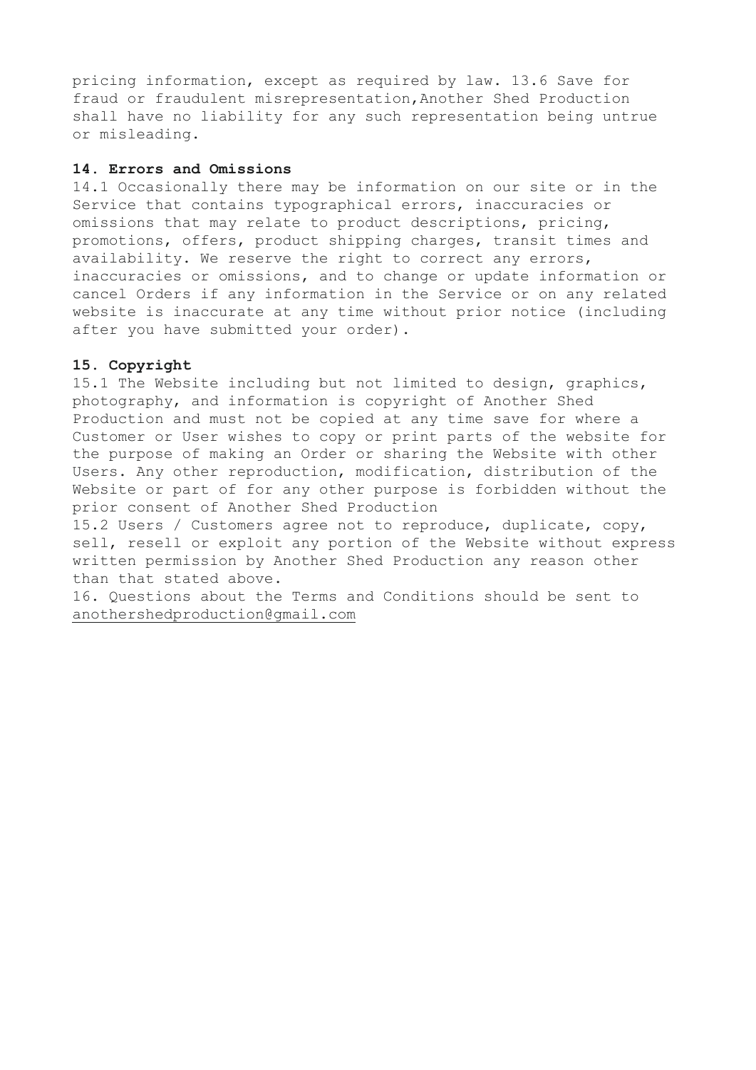pricing information, except as required by law. 13.6 Save for fraud or fraudulent misrepresentation,Another Shed Production shall have no liability for any such representation being untrue or misleading.

**14. Errors and Omissions**

14.1 Occasionally there may be information on our site or in the Service that contains typographical errors, inaccuracies or omissions that may relate to product descriptions, pricing, promotions, offers, product shipping charges, transit times and availability. We reserve the right to correct any errors, inaccuracies or omissions, and to change or update information or cancel Orders if any information in the Service or on any related website is inaccurate at any time without prior notice (including after you have submitted your order).

**15. Copyright**

15.1 The Website including but not limited to design, graphics, photography, and information is copyright of Another Shed Production and must not be copied at any time save for where a Customer or User wishes to copy or print parts of the website for the purpose of making an Order or sharing the Website with other Users. Any other reproduction, modification, distribution of the Website or part of for any other purpose is forbidden without the prior consent of Another Shed Production

15.2 Users / Customers agree not to reproduce, duplicate, copy, sell, resell or exploit any portion of the Website without express written permission by Another Shed Production any reason other than that stated above.

16. Questions about the Terms and Conditions should be sent to anothershedproduction@gmail.com